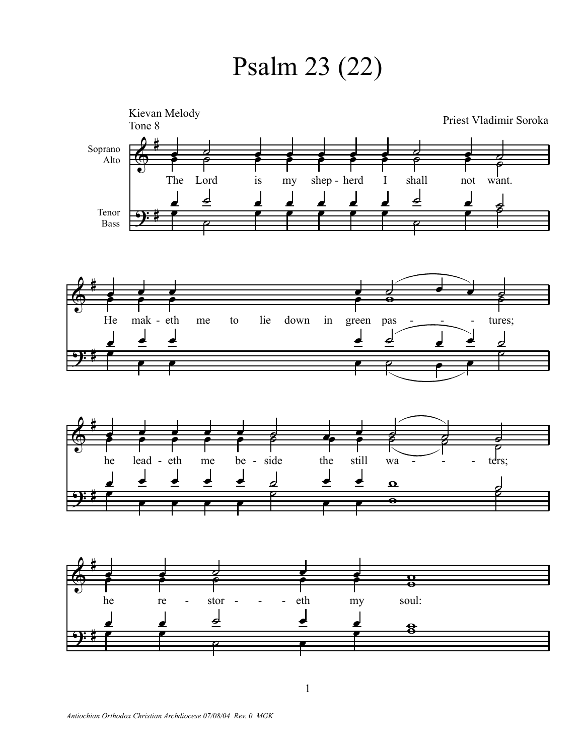# Psalm 23 (22)

Kievan Melody
Tone 8

Priest Vladimir Soroka

Soprano
Alto

Tenor
Bass

The Lord is my shep - herd I shall not want.

He mak - eth me to lie down in green pas - - - tures;

he lead - eth me be - side the still wa - - - ters;

he re - stor - - - eth my soul:

*Antiochian Orthodox Christian Archdiocese 07/08/04 Rev. 0 MGK*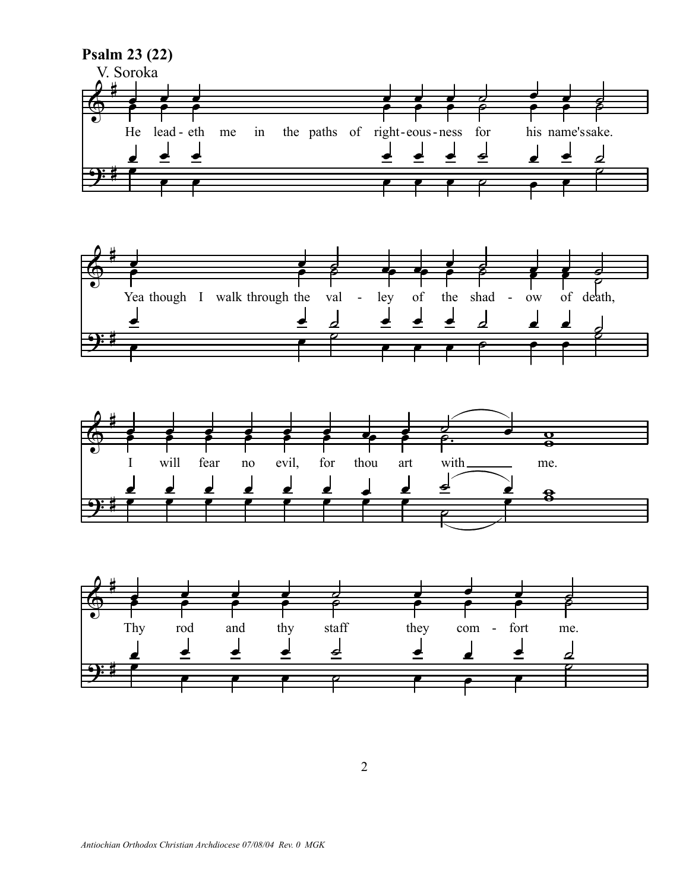**Psalm 23 (22)**

V. Soroka

He lead-eth me in the paths of right-eous-ness for his name'ssake.

Yea though I walk through the val - ley of the shad - ow of death,

I will fear no evil, for thou art with me.

Thy rod and thy staff they com - fort me.

*Antiochian Orthodox Christian Archdiocese 07/08/04 Rev. 0 MGK*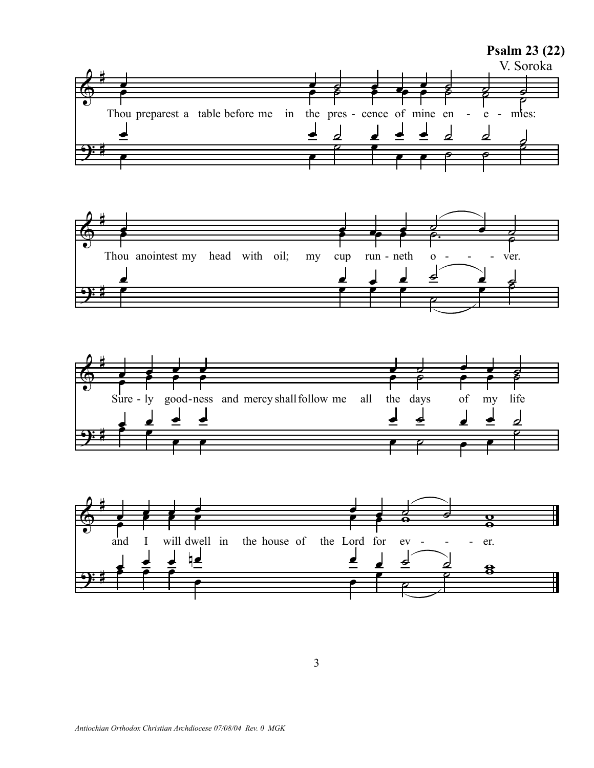**Psalm 23 (22)**

V. Soroka

Thou preparest a table before me in the pres - cence of mine en - e - mies:

Thou anointest my head with oil; my cup run - neth o - - - ver.

Sure - ly good - ness and mercy shall follow me all the days of my life

and I will dwell in the house of the Lord for ev - - - er.

*Antiochian Orthodox Christian Archdiocese 07/08/04 Rev. 0 MGK*